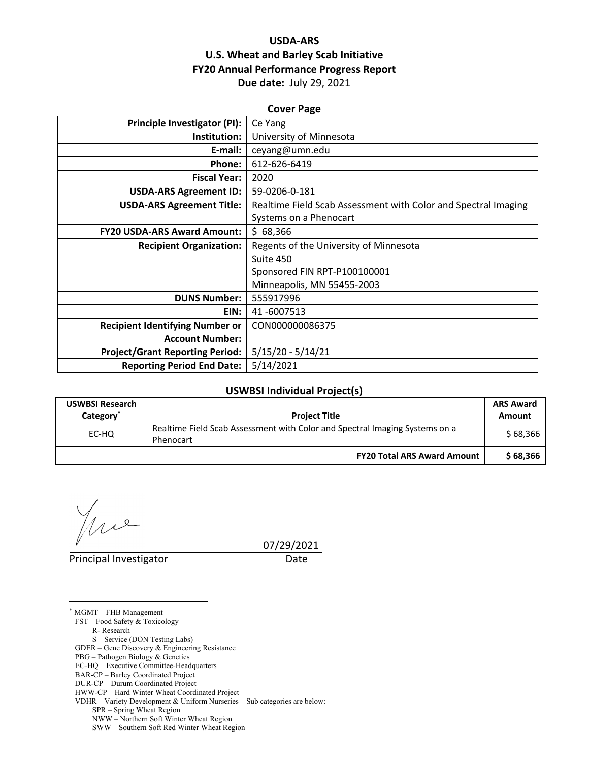# USDA-ARS
# U.S. Wheat and Barley Scab Initiative
# FY20 Annual Performance Progress Report

**Due date:** July 29, 2021

## Cover Page

| | |
|---|---|
| **Principle Investigator (PI):** | Ce Yang |
| **Institution:** | University of Minnesota |
| **E-mail:** | ceyang@umn.edu |
| **Phone:** | 612-626-6419 |
| **Fiscal Year:** | 2020 |
| **USDA-ARS Agreement ID:** | 59-0206-0-181 |
| **USDA-ARS Agreement Title:** | Realtime Field Scab Assessment with Color and Spectral Imaging Systems on a Phenocart |
| **FY20 USDA-ARS Award Amount:** | $ 68,366 |
| **Recipient Organization:** | Regents of the University of Minnesota<br>Suite 450<br>Sponsored FIN RPT-P100100001<br>Minneapolis, MN 55455-2003 |
| **DUNS Number:** | 555917996 |
| **EIN:** | 41 -6007513 |
| **Recipient Identifying Number or Account Number:** | CON000000086375 |
| **Project/Grant Reporting Period:** | 5/15/20 - 5/14/21 |
| **Reporting Period End Date:** | 5/14/2021 |

## USWBSI Individual Project(s)

| USWBSI Research Category* | Project Title | ARS Award Amount |
|---|---|---|
| EC-HQ | Realtime Field Scab Assessment with Color and Spectral Imaging Systems on a Phenocart | $ 68,366 |
| | **FY20 Total ARS Award Amount** | **$ 68,366** |

Principal Investigator — Date: 07/29/2021

---

* MGMT – FHB Management
FST – Food Safety & Toxicology
R- Research
S – Service (DON Testing Labs)
GDER – Gene Discovery & Engineering Resistance
PBG – Pathogen Biology & Genetics
EC-HQ – Executive Committee-Headquarters
BAR-CP – Barley Coordinated Project
DUR-CP – Durum Coordinated Project
HWW-CP – Hard Winter Wheat Coordinated Project
VDHR – Variety Development & Uniform Nurseries – Sub categories are below:
SPR – Spring Wheat Region
NWW – Northern Soft Winter Wheat Region
SWW – Southern Soft Red Winter Wheat Region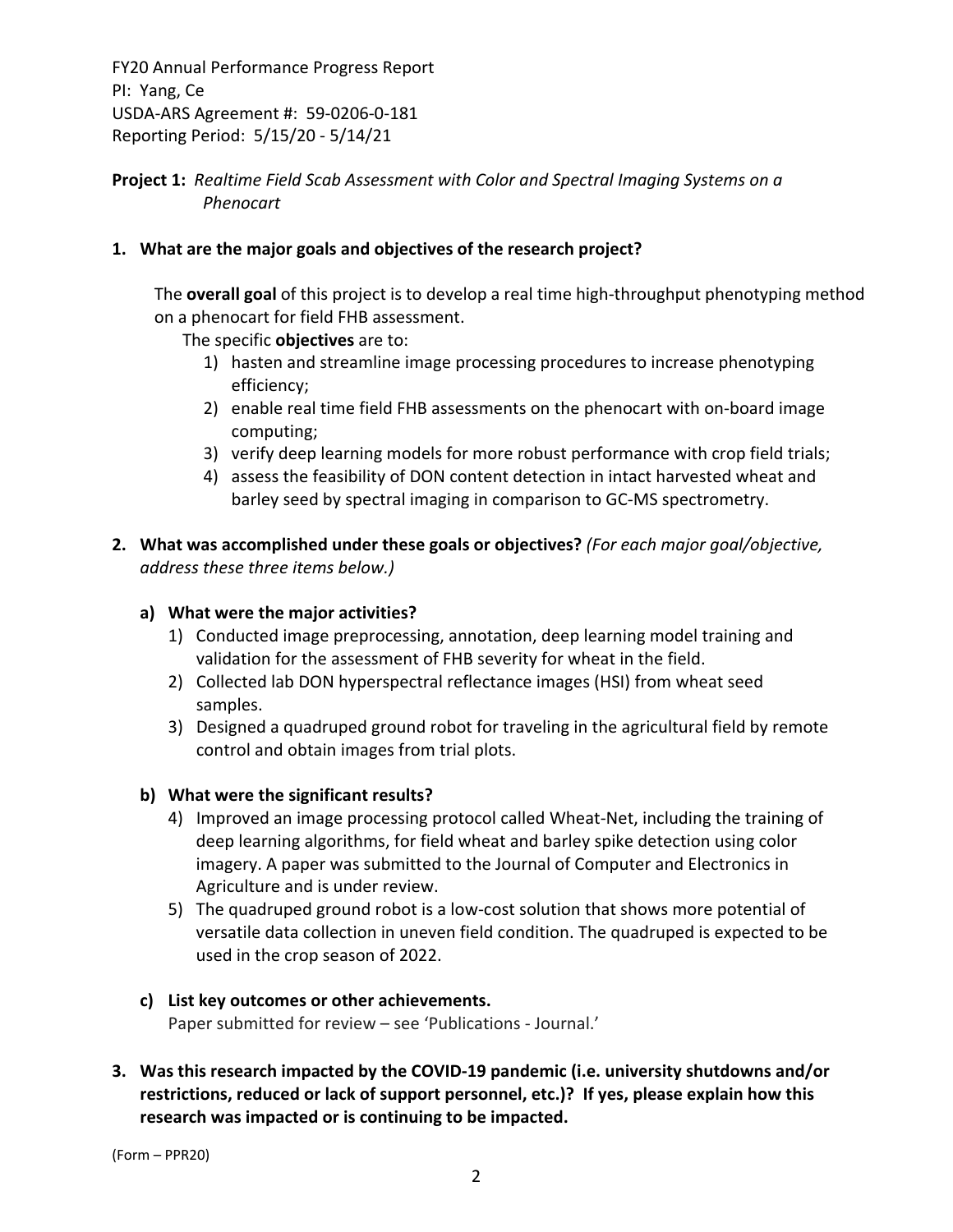FY20 Annual Performance Progress Report
PI: Yang, Ce
USDA-ARS Agreement #: 59-0206-0-181
Reporting Period: 5/15/20 - 5/14/21

**Project 1:** *Realtime Field Scab Assessment with Color and Spectral Imaging Systems on a Phenocart*

**1. What are the major goals and objectives of the research project?**

The **overall goal** of this project is to develop a real time high-throughput phenotyping method on a phenocart for field FHB assessment.

The specific **objectives** are to:

1) hasten and streamline image processing procedures to increase phenotyping efficiency;
2) enable real time field FHB assessments on the phenocart with on-board image computing;
3) verify deep learning models for more robust performance with crop field trials;
4) assess the feasibility of DON content detection in intact harvested wheat and barley seed by spectral imaging in comparison to GC-MS spectrometry.

**2. What was accomplished under these goals or objectives?** *(For each major goal/objective, address these three items below.)*

**a) What were the major activities?**

1) Conducted image preprocessing, annotation, deep learning model training and validation for the assessment of FHB severity for wheat in the field.
2) Collected lab DON hyperspectral reflectance images (HSI) from wheat seed samples.
3) Designed a quadruped ground robot for traveling in the agricultural field by remote control and obtain images from trial plots.

**b) What were the significant results?**

4) Improved an image processing protocol called Wheat-Net, including the training of deep learning algorithms, for field wheat and barley spike detection using color imagery. A paper was submitted to the Journal of Computer and Electronics in Agriculture and is under review.
5) The quadruped ground robot is a low-cost solution that shows more potential of versatile data collection in uneven field condition. The quadruped is expected to be used in the crop season of 2022.

**c) List key outcomes or other achievements.**

Paper submitted for review – see 'Publications - Journal.'

**3. Was this research impacted by the COVID-19 pandemic (i.e. university shutdowns and/or restrictions, reduced or lack of support personnel, etc.)? If yes, please explain how this research was impacted or is continuing to be impacted.**

(Form – PPR20)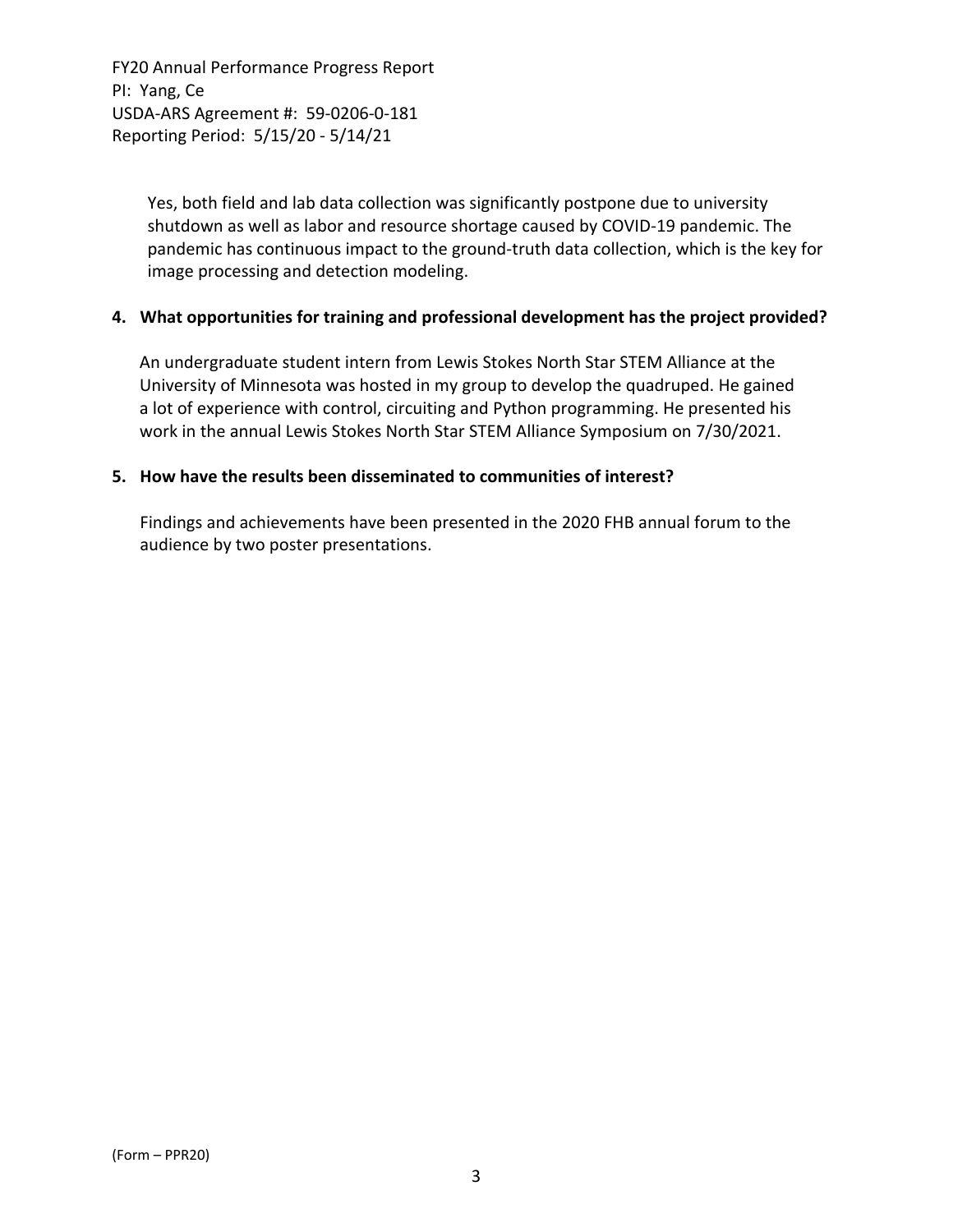Yes, both field and lab data collection was significantly postpone due to university shutdown as well as labor and resource shortage caused by COVID-19 pandemic. The pandemic has continuous impact to the ground-truth data collection, which is the key for image processing and detection modeling.

**4. What opportunities for training and professional development has the project provided?**

An undergraduate student intern from Lewis Stokes North Star STEM Alliance at the University of Minnesota was hosted in my group to develop the quadruped. He gained a lot of experience with control, circuiting and Python programming. He presented his work in the annual Lewis Stokes North Star STEM Alliance Symposium on 7/30/2021.

**5. How have the results been disseminated to communities of interest?**

Findings and achievements have been presented in the 2020 FHB annual forum to the audience by two poster presentations.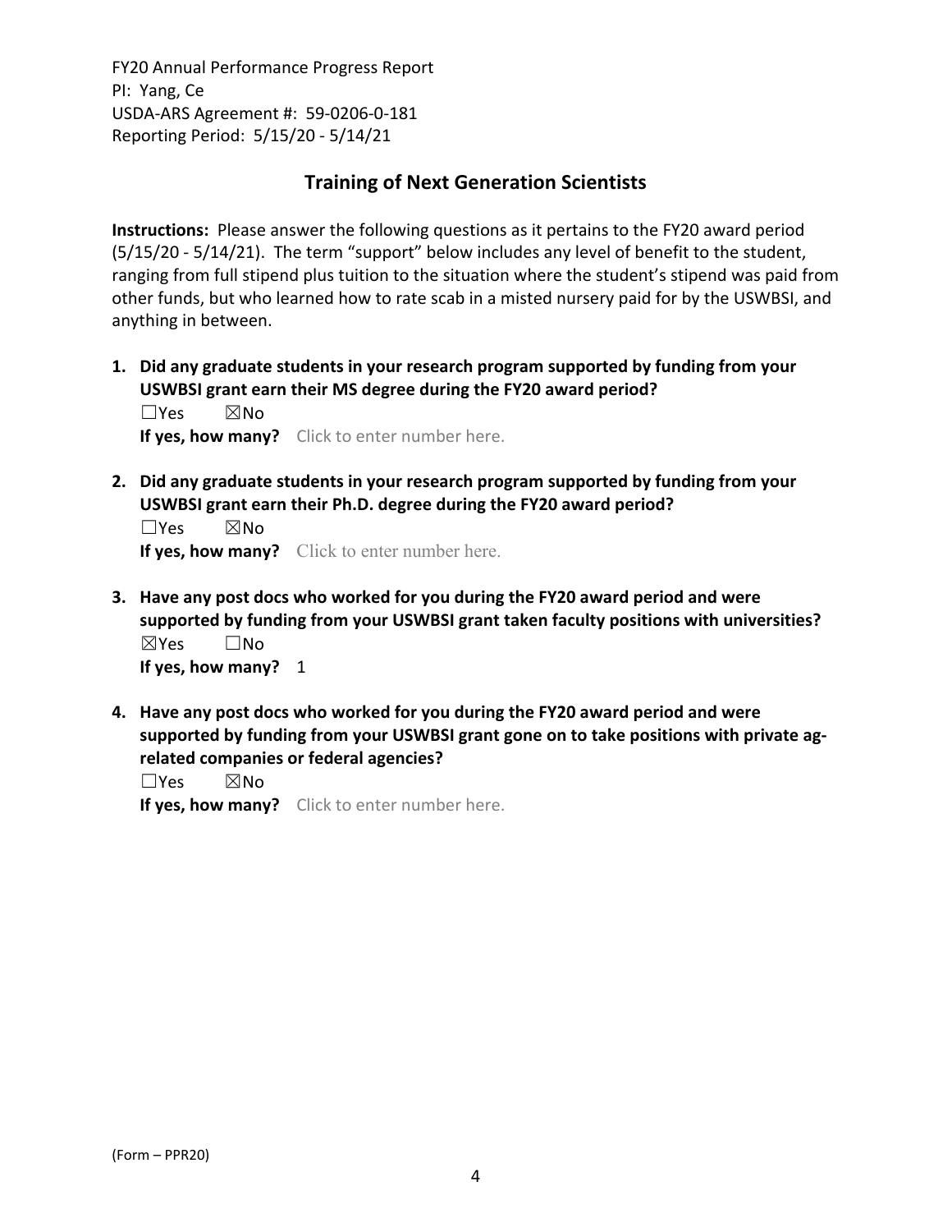FY20 Annual Performance Progress Report
PI: Yang, Ce
USDA-ARS Agreement #: 59-0206-0-181
Reporting Period: 5/15/20 - 5/14/21

## Training of Next Generation Scientists

**Instructions:** Please answer the following questions as it pertains to the FY20 award period (5/15/20 - 5/14/21). The term "support" below includes any level of benefit to the student, ranging from full stipend plus tuition to the situation where the student's stipend was paid from other funds, but who learned how to rate scab in a misted nursery paid for by the USWBSI, and anything in between.

1. **Did any graduate students in your research program supported by funding from your USWBSI grant earn their MS degree during the FY20 award period?**
   ☐Yes ☒No
   **If yes, how many?** Click to enter number here.

2. **Did any graduate students in your research program supported by funding from your USWBSI grant earn their Ph.D. degree during the FY20 award period?**
   ☐Yes ☒No
   **If yes, how many?** Click to enter number here.

3. **Have any post docs who worked for you during the FY20 award period and were supported by funding from your USWBSI grant taken faculty positions with universities?**
   ☒Yes ☐No
   **If yes, how many?** 1

4. **Have any post docs who worked for you during the FY20 award period and were supported by funding from your USWBSI grant gone on to take positions with private ag-related companies or federal agencies?**
   ☐Yes ☒No
   **If yes, how many?** Click to enter number here.

(Form – PPR20)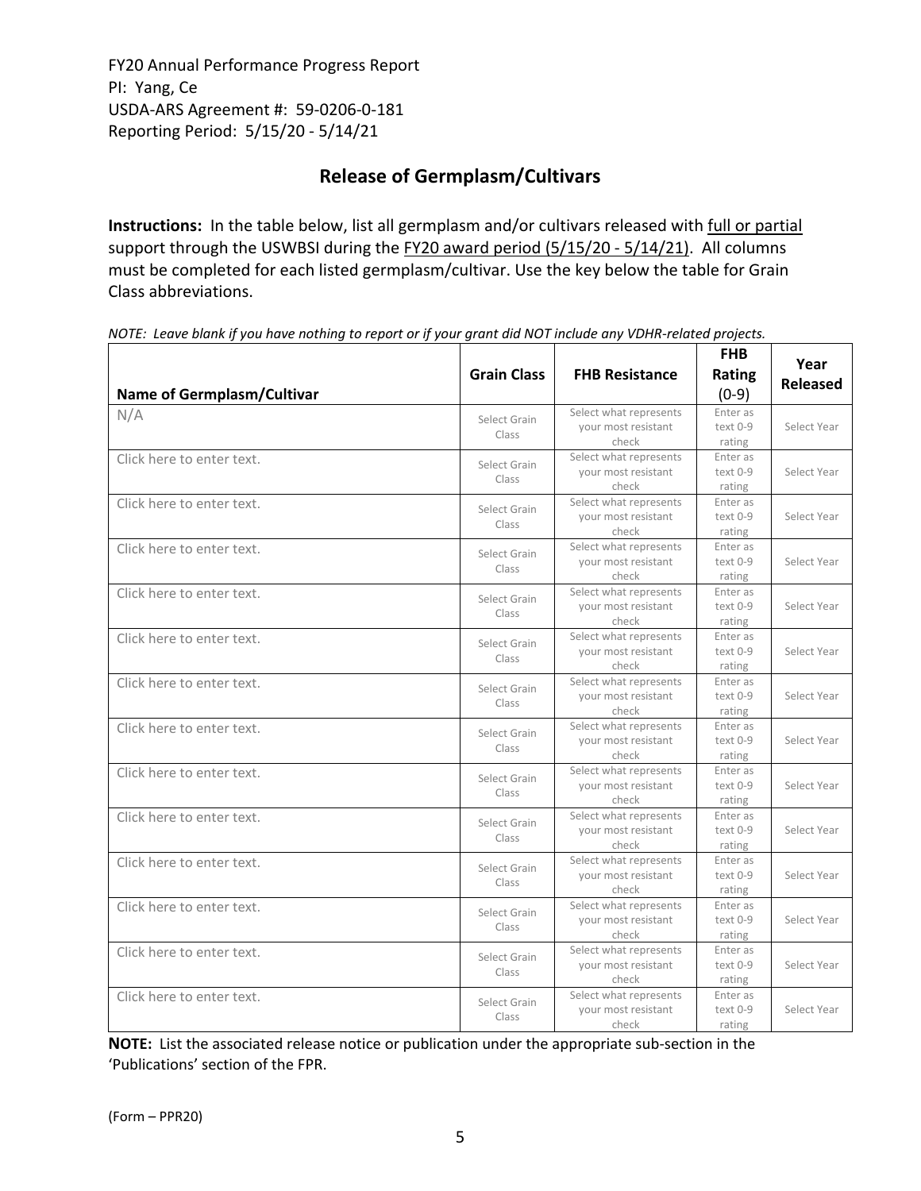FY20 Annual Performance Progress Report
PI: Yang, Ce
USDA-ARS Agreement #: 59-0206-0-181
Reporting Period: 5/15/20 - 5/14/21

## Release of Germplasm/Cultivars

**Instructions:** In the table below, list all germplasm and/or cultivars released with full or partial support through the USWBSI during the FY20 award period (5/15/20 - 5/14/21). All columns must be completed for each listed germplasm/cultivar. Use the key below the table for Grain Class abbreviations.

*NOTE: Leave blank if you have nothing to report or if your grant did NOT include any VDHR-related projects.*

| Name of Germplasm/Cultivar | Grain Class | FHB Resistance | FHB Rating (0-9) | Year Released |
|---|---|---|---|---|
| N/A | Select Grain Class | Select what represents your most resistant check | Enter as text 0-9 rating | Select Year |
| Click here to enter text. | Select Grain Class | Select what represents your most resistant check | Enter as text 0-9 rating | Select Year |
| Click here to enter text. | Select Grain Class | Select what represents your most resistant check | Enter as text 0-9 rating | Select Year |
| Click here to enter text. | Select Grain Class | Select what represents your most resistant check | Enter as text 0-9 rating | Select Year |
| Click here to enter text. | Select Grain Class | Select what represents your most resistant check | Enter as text 0-9 rating | Select Year |
| Click here to enter text. | Select Grain Class | Select what represents your most resistant check | Enter as text 0-9 rating | Select Year |
| Click here to enter text. | Select Grain Class | Select what represents your most resistant check | Enter as text 0-9 rating | Select Year |
| Click here to enter text. | Select Grain Class | Select what represents your most resistant check | Enter as text 0-9 rating | Select Year |
| Click here to enter text. | Select Grain Class | Select what represents your most resistant check | Enter as text 0-9 rating | Select Year |
| Click here to enter text. | Select Grain Class | Select what represents your most resistant check | Enter as text 0-9 rating | Select Year |
| Click here to enter text. | Select Grain Class | Select what represents your most resistant check | Enter as text 0-9 rating | Select Year |
| Click here to enter text. | Select Grain Class | Select what represents your most resistant check | Enter as text 0-9 rating | Select Year |
| Click here to enter text. | Select Grain Class | Select what represents your most resistant check | Enter as text 0-9 rating | Select Year |
| Click here to enter text. | Select Grain Class | Select what represents your most resistant check | Enter as text 0-9 rating | Select Year |

**NOTE:** List the associated release notice or publication under the appropriate sub-section in the 'Publications' section of the FPR.

(Form – PPR20)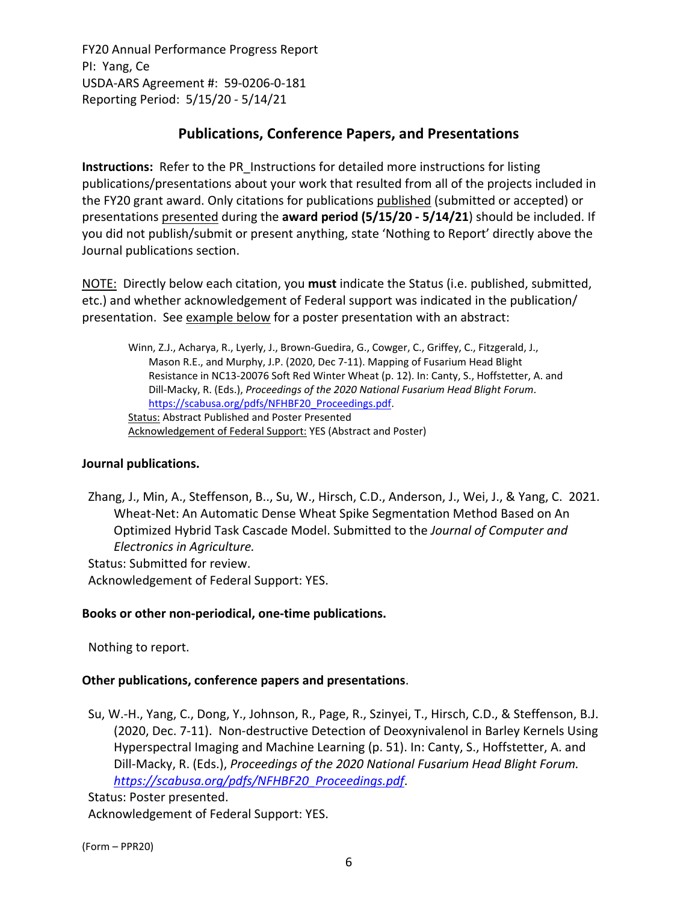FY20 Annual Performance Progress Report
PI: Yang, Ce
USDA-ARS Agreement #: 59-0206-0-181
Reporting Period: 5/15/20 - 5/14/21

## Publications, Conference Papers, and Presentations

**Instructions:** Refer to the PR_Instructions for detailed more instructions for listing publications/presentations about your work that resulted from all of the projects included in the FY20 grant award. Only citations for publications published (submitted or accepted) or presentations presented during the **award period (5/15/20 - 5/14/21)** should be included. If you did not publish/submit or present anything, state 'Nothing to Report' directly above the Journal publications section.

NOTE: Directly below each citation, you **must** indicate the Status (i.e. published, submitted, etc.) and whether acknowledgement of Federal support was indicated in the publication/ presentation. See example below for a poster presentation with an abstract:

> Winn, Z.J., Acharya, R., Lyerly, J., Brown-Guedira, G., Cowger, C., Griffey, C., Fitzgerald, J., Mason R.E., and Murphy, J.P. (2020, Dec 7-11). Mapping of Fusarium Head Blight Resistance in NC13-20076 Soft Red Winter Wheat (p. 12). In: Canty, S., Hoffstetter, A. and Dill-Macky, R. (Eds.), *Proceedings of the 2020 National Fusarium Head Blight Forum*. https://scabusa.org/pdfs/NFHBF20_Proceedings.pdf.
> Status: Abstract Published and Poster Presented
> Acknowledgement of Federal Support: YES (Abstract and Poster)

### Journal publications.

Zhang, J., Min, A., Steffenson, B.., Su, W., Hirsch, C.D., Anderson, J., Wei, J., & Yang, C. 2021. Wheat-Net: An Automatic Dense Wheat Spike Segmentation Method Based on An Optimized Hybrid Task Cascade Model. Submitted to the *Journal of Computer and Electronics in Agriculture.*
Status: Submitted for review.
Acknowledgement of Federal Support: YES.

### Books or other non-periodical, one-time publications.

Nothing to report.

### Other publications, conference papers and presentations.

Su, W.-H., Yang, C., Dong, Y., Johnson, R., Page, R., Szinyei, T., Hirsch, C.D., & Steffenson, B.J. (2020, Dec. 7-11). Non-destructive Detection of Deoxynivalenol in Barley Kernels Using Hyperspectral Imaging and Machine Learning (p. 51). In: Canty, S., Hoffstetter, A. and Dill-Macky, R. (Eds.), *Proceedings of the 2020 National Fusarium Head Blight Forum. https://scabusa.org/pdfs/NFHBF20_Proceedings.pdf*.
Status: Poster presented.
Acknowledgement of Federal Support: YES.

(Form – PPR20)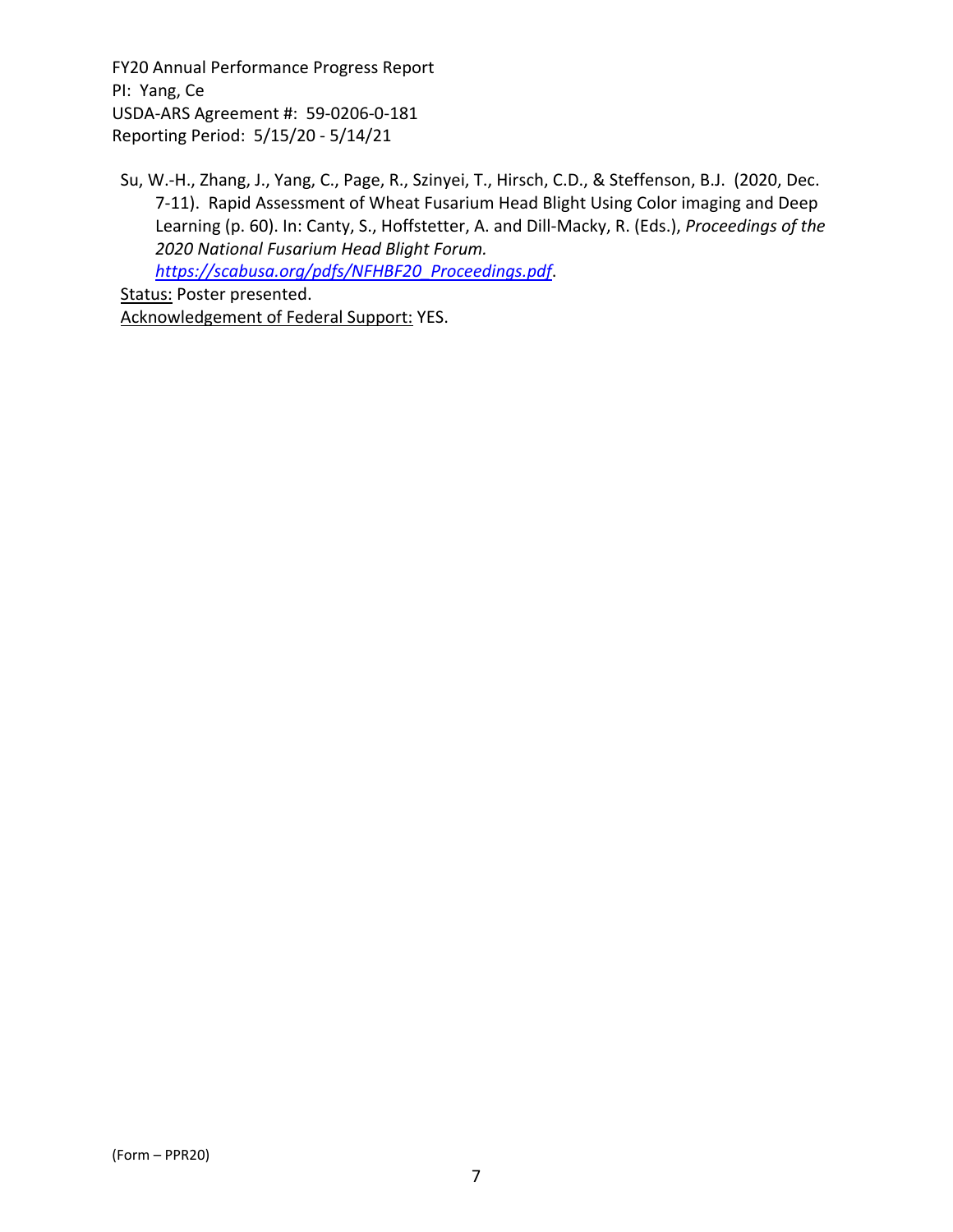Su, W.-H., Zhang, J., Yang, C., Page, R., Szinyei, T., Hirsch, C.D., & Steffenson, B.J. (2020, Dec. 7-11). Rapid Assessment of Wheat Fusarium Head Blight Using Color imaging and Deep Learning (p. 60). In: Canty, S., Hoffstetter, A. and Dill-Macky, R. (Eds.), *Proceedings of the 2020 National Fusarium Head Blight Forum.* [https://scabusa.org/pdfs/NFHBF20_Proceedings.pdf](https://scabusa.org/pdfs/NFHBF20_Proceedings.pdf).

Status: Poster presented.

Acknowledgement of Federal Support: YES.